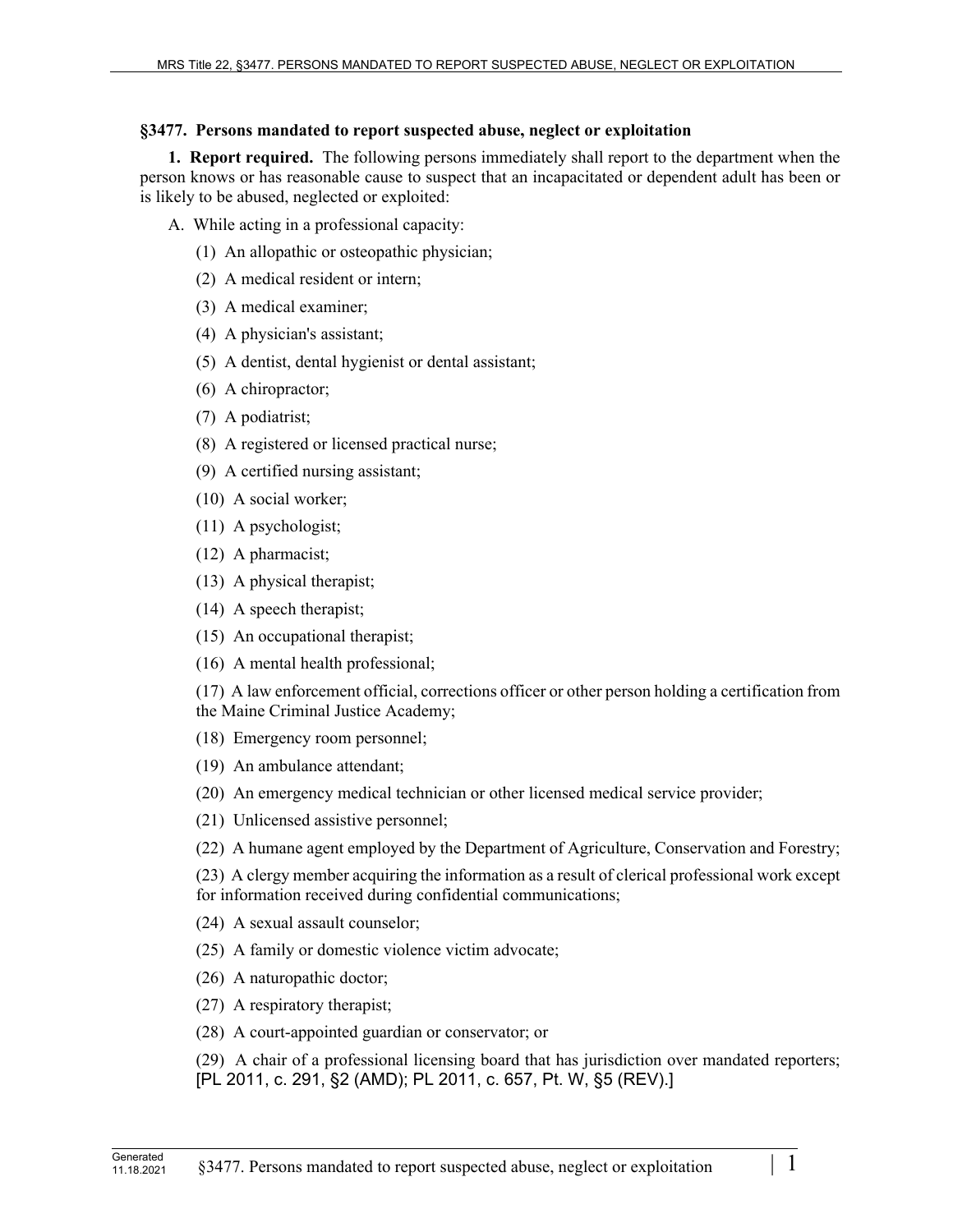### §3477. Persons mandated to report suspected abuse, neglect or exploitation

**1. Report required.** The following persons immediately shall report to the department when the person knows or has reasonable cause to suspect that an incapacitated or dependent adult has been or is likely to be abused, neglected or exploited:

A. While acting in a professional capacity:

(1) An allopathic or osteopathic physician;

(2) A medical resident or intern;

(3) A medical examiner;

(4) A physician's assistant;

(5) A dentist, dental hygienist or dental assistant;

(6) A chiropractor;

(7) A podiatrist;

(8) A registered or licensed practical nurse;

(9) A certified nursing assistant;

(10) A social worker;

(11) A psychologist;

(12) A pharmacist;

(13) A physical therapist;

(14) A speech therapist;

(15) An occupational therapist;

(16) A mental health professional;

(17) A law enforcement official, corrections officer or other person holding a certification from the Maine Criminal Justice Academy;

(18) Emergency room personnel;

(19) An ambulance attendant;

(20) An emergency medical technician or other licensed medical service provider;

(21) Unlicensed assistive personnel;

(22) A humane agent employed by the Department of Agriculture, Conservation and Forestry;

(23) A clergy member acquiring the information as a result of clerical professional work except for information received during confidential communications;

(24) A sexual assault counselor;

(25) A family or domestic violence victim advocate;

(26) A naturopathic doctor;

(27) A respiratory therapist;

(28) A court-appointed guardian or conservator; or

(29) A chair of a professional licensing board that has jurisdiction over mandated reporters; [PL 2011, c. 291, §2 (AMD); PL 2011, c. 657, Pt. W, §5 (REV).]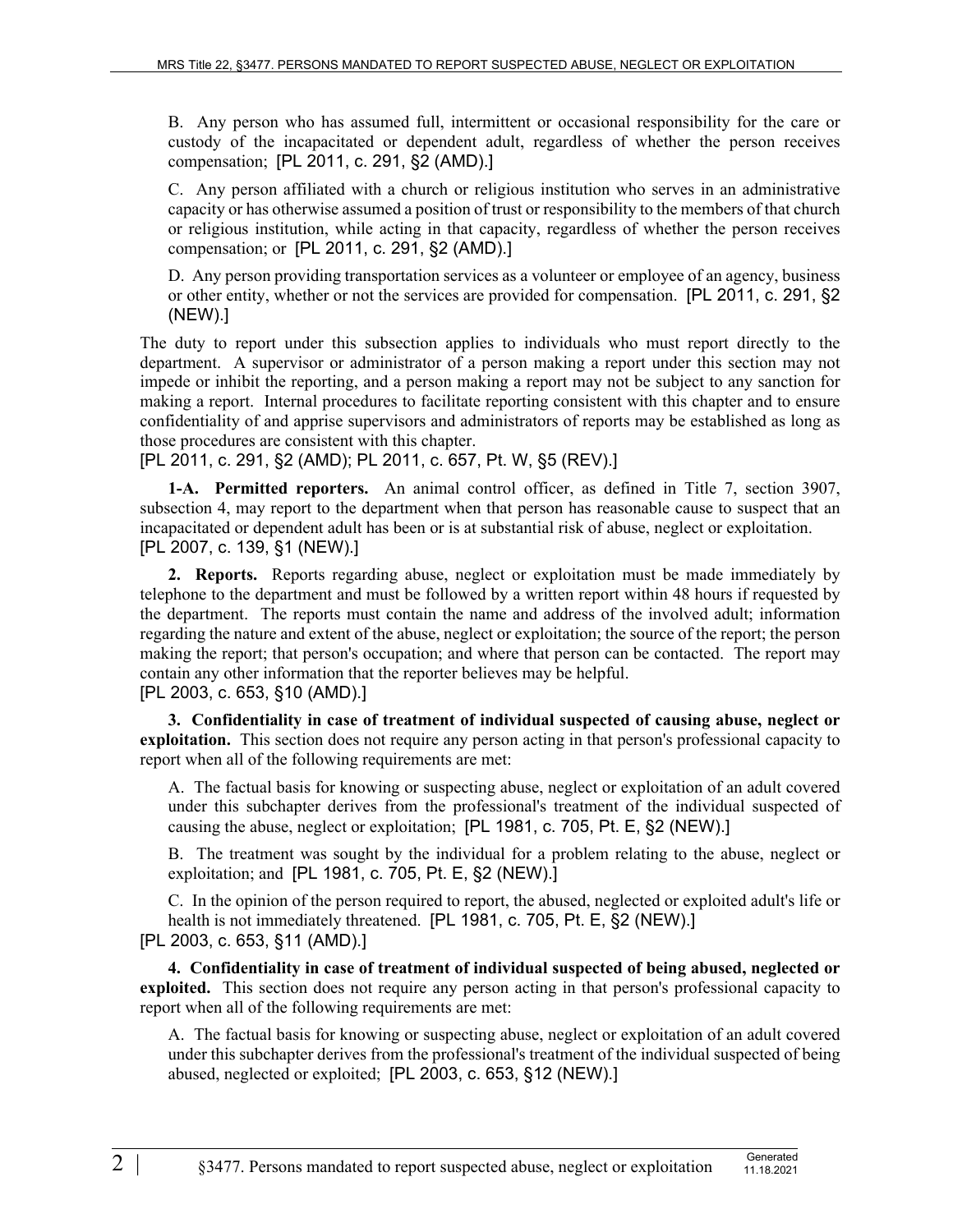B. Any person who has assumed full, intermittent or occasional responsibility for the care or custody of the incapacitated or dependent adult, regardless of whether the person receives compensation; [PL 2011, c. 291, §2 (AMD).]

C. Any person affiliated with a church or religious institution who serves in an administrative capacity or has otherwise assumed a position of trust or responsibility to the members of that church or religious institution, while acting in that capacity, regardless of whether the person receives compensation; or [PL 2011, c. 291, §2 (AMD).]

D. Any person providing transportation services as a volunteer or employee of an agency, business or other entity, whether or not the services are provided for compensation. [PL 2011, c. 291, §2 (NEW).]

The duty to report under this subsection applies to individuals who must report directly to the department. A supervisor or administrator of a person making a report under this section may not impede or inhibit the reporting, and a person making a report may not be subject to any sanction for making a report. Internal procedures to facilitate reporting consistent with this chapter and to ensure confidentiality of and apprise supervisors and administrators of reports may be established as long as those procedures are consistent with this chapter.

[PL 2011, c. 291, §2 (AMD); PL 2011, c. 657, Pt. W, §5 (REV).]

**1-A. Permitted reporters.** An animal control officer, as defined in Title 7, section 3907, subsection 4, may report to the department when that person has reasonable cause to suspect that an incapacitated or dependent adult has been or is at substantial risk of abuse, neglect or exploitation.

[PL 2007, c. 139, §1 (NEW).]

**2. Reports.** Reports regarding abuse, neglect or exploitation must be made immediately by telephone to the department and must be followed by a written report within 48 hours if requested by the department. The reports must contain the name and address of the involved adult; information regarding the nature and extent of the abuse, neglect or exploitation; the source of the report; the person making the report; that person's occupation; and where that person can be contacted. The report may contain any other information that the reporter believes may be helpful.

[PL 2003, c. 653, §10 (AMD).]

**3. Confidentiality in case of treatment of individual suspected of causing abuse, neglect or exploitation.** This section does not require any person acting in that person's professional capacity to report when all of the following requirements are met:

A. The factual basis for knowing or suspecting abuse, neglect or exploitation of an adult covered under this subchapter derives from the professional's treatment of the individual suspected of causing the abuse, neglect or exploitation; [PL 1981, c. 705, Pt. E, §2 (NEW).]

B. The treatment was sought by the individual for a problem relating to the abuse, neglect or exploitation; and [PL 1981, c. 705, Pt. E, §2 (NEW).]

C. In the opinion of the person required to report, the abused, neglected or exploited adult's life or health is not immediately threatened. [PL 1981, c. 705, Pt. E, §2 (NEW).]

[PL 2003, c. 653, §11 (AMD).]

**4. Confidentiality in case of treatment of individual suspected of being abused, neglected or exploited.** This section does not require any person acting in that person's professional capacity to report when all of the following requirements are met:

A. The factual basis for knowing or suspecting abuse, neglect or exploitation of an adult covered under this subchapter derives from the professional's treatment of the individual suspected of being abused, neglected or exploited; [PL 2003, c. 653, §12 (NEW).]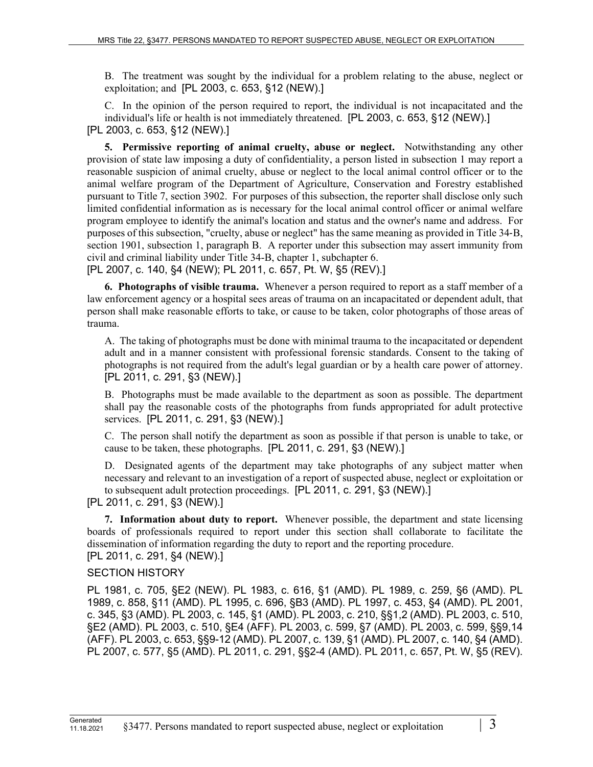B. The treatment was sought by the individual for a problem relating to the abuse, neglect or exploitation; and [PL 2003, c. 653, §12 (NEW).]

C. In the opinion of the person required to report, the individual is not incapacitated and the individual's life or health is not immediately threatened. [PL 2003, c. 653, §12 (NEW).]

[PL 2003, c. 653, §12 (NEW).]

**5. Permissive reporting of animal cruelty, abuse or neglect.** Notwithstanding any other provision of state law imposing a duty of confidentiality, a person listed in subsection 1 may report a reasonable suspicion of animal cruelty, abuse or neglect to the local animal control officer or to the animal welfare program of the Department of Agriculture, Conservation and Forestry established pursuant to Title 7, section 3902. For purposes of this subsection, the reporter shall disclose only such limited confidential information as is necessary for the local animal control officer or animal welfare program employee to identify the animal's location and status and the owner's name and address. For purposes of this subsection, "cruelty, abuse or neglect" has the same meaning as provided in Title 34-B, section 1901, subsection 1, paragraph B. A reporter under this subsection may assert immunity from civil and criminal liability under Title 34-B, chapter 1, subchapter 6.

[PL 2007, c. 140, §4 (NEW); PL 2011, c. 657, Pt. W, §5 (REV).]

**6. Photographs of visible trauma.** Whenever a person required to report as a staff member of a law enforcement agency or a hospital sees areas of trauma on an incapacitated or dependent adult, that person shall make reasonable efforts to take, or cause to be taken, color photographs of those areas of trauma.

A. The taking of photographs must be done with minimal trauma to the incapacitated or dependent adult and in a manner consistent with professional forensic standards. Consent to the taking of photographs is not required from the adult's legal guardian or by a health care power of attorney. [PL 2011, c. 291, §3 (NEW).]

B. Photographs must be made available to the department as soon as possible. The department shall pay the reasonable costs of the photographs from funds appropriated for adult protective services. [PL 2011, c. 291, §3 (NEW).]

C. The person shall notify the department as soon as possible if that person is unable to take, or cause to be taken, these photographs. [PL 2011, c. 291, §3 (NEW).]

D. Designated agents of the department may take photographs of any subject matter when necessary and relevant to an investigation of a report of suspected abuse, neglect or exploitation or to subsequent adult protection proceedings. [PL 2011, c. 291, §3 (NEW).]

[PL 2011, c. 291, §3 (NEW).]

**7. Information about duty to report.** Whenever possible, the department and state licensing boards of professionals required to report under this section shall collaborate to facilitate the dissemination of information regarding the duty to report and the reporting procedure.

[PL 2011, c. 291, §4 (NEW).]

SECTION HISTORY

PL 1981, c. 705, §E2 (NEW). PL 1983, c. 616, §1 (AMD). PL 1989, c. 259, §6 (AMD). PL 1989, c. 858, §11 (AMD). PL 1995, c. 696, §B3 (AMD). PL 1997, c. 453, §4 (AMD). PL 2001, c. 345, §3 (AMD). PL 2003, c. 145, §1 (AMD). PL 2003, c. 210, §§1,2 (AMD). PL 2003, c. 510, §E2 (AMD). PL 2003, c. 510, §E4 (AFF). PL 2003, c. 599, §7 (AMD). PL 2003, c. 599, §§9,14 (AFF). PL 2003, c. 653, §§9-12 (AMD). PL 2007, c. 139, §1 (AMD). PL 2007, c. 140, §4 (AMD). PL 2007, c. 577, §5 (AMD). PL 2011, c. 291, §§2-4 (AMD). PL 2011, c. 657, Pt. W, §5 (REV).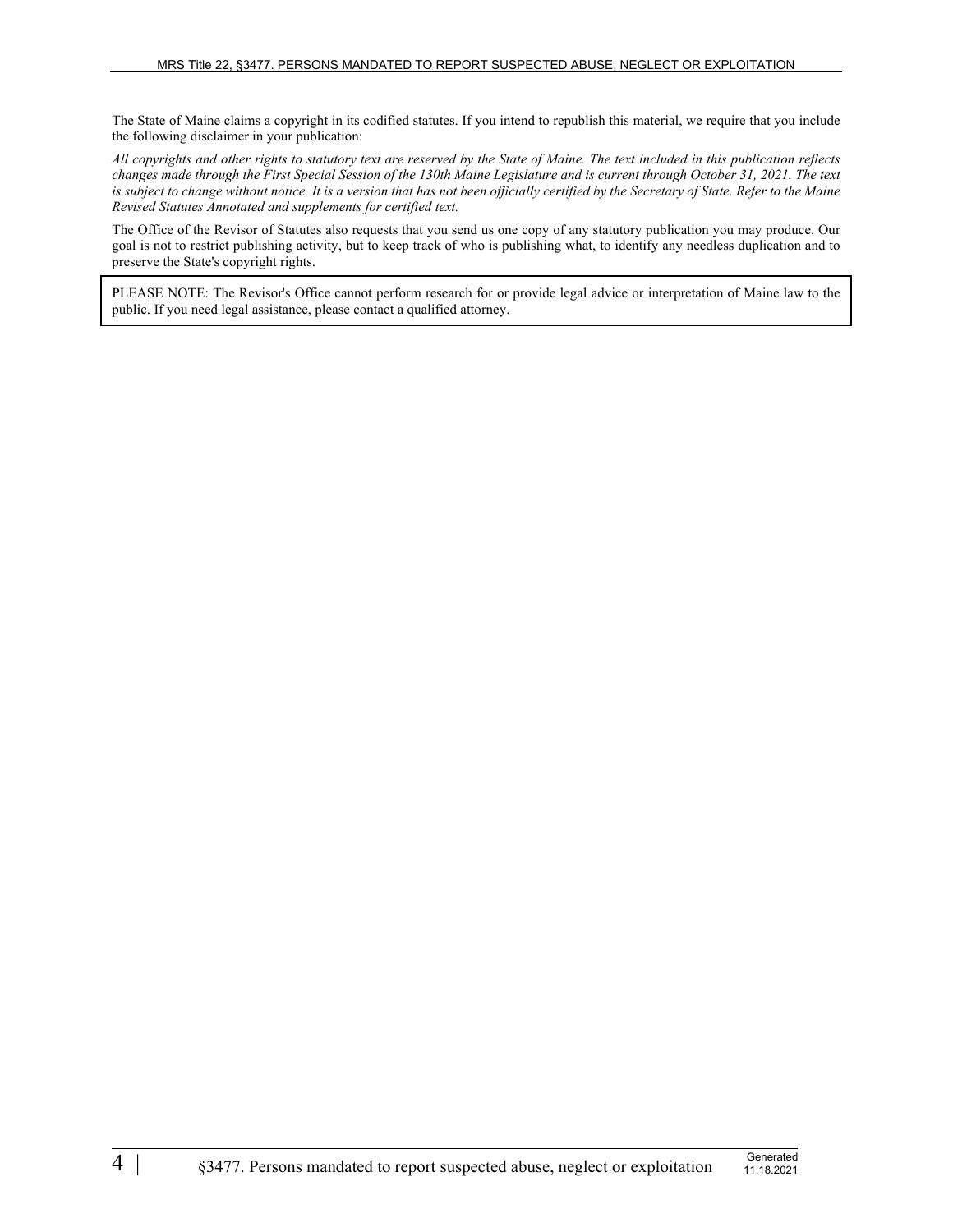The State of Maine claims a copyright in its codified statutes. If you intend to republish this material, we require that you include the following disclaimer in your publication:

*All copyrights and other rights to statutory text are reserved by the State of Maine. The text included in this publication reflects changes made through the First Special Session of the 130th Maine Legislature and is current through October 31, 2021. The text is subject to change without notice. It is a version that has not been officially certified by the Secretary of State. Refer to the Maine Revised Statutes Annotated and supplements for certified text.*

The Office of the Revisor of Statutes also requests that you send us one copy of any statutory publication you may produce. Our goal is not to restrict publishing activity, but to keep track of who is publishing what, to identify any needless duplication and to preserve the State's copyright rights.

PLEASE NOTE: The Revisor's Office cannot perform research for or provide legal advice or interpretation of Maine law to the public. If you need legal assistance, please contact a qualified attorney.